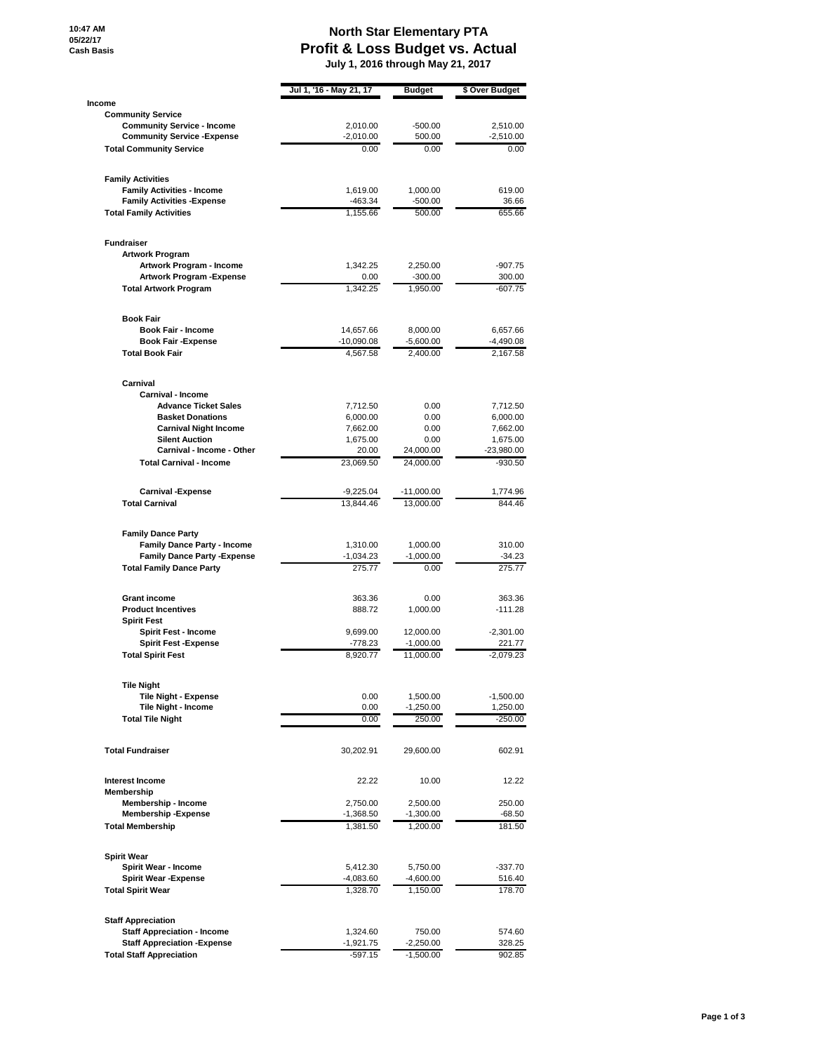10:47 AM
05/22/17
Cash Basis

# North Star Elementary PTA
## Profit & Loss Budget vs. Actual
### July 1, 2016 through May 21, 2017

| | Jul 1, '16 - May 21, 17 | Budget | $ Over Budget |
|---|---|---|---|
| **Income** | | | |
| **Community Service** | | | |
| **Community Service - Income** | 2,010.00 | -500.00 | 2,510.00 |
| **Community Service -Expense** | -2,010.00 | 500.00 | -2,510.00 |
| **Total Community Service** | 0.00 | 0.00 | 0.00 |
| **Family Activities** | | | |
| **Family Activities - Income** | 1,619.00 | 1,000.00 | 619.00 |
| **Family Activities -Expense** | -463.34 | -500.00 | 36.66 |
| **Total Family Activities** | 1,155.66 | 500.00 | 655.66 |
| **Fundraiser** | | | |
| **Artwork Program** | | | |
| **Artwork Program - Income** | 1,342.25 | 2,250.00 | -907.75 |
| **Artwork Program -Expense** | 0.00 | -300.00 | 300.00 |
| **Total Artwork Program** | 1,342.25 | 1,950.00 | -607.75 |
| **Book Fair** | | | |
| **Book Fair - Income** | 14,657.66 | 8,000.00 | 6,657.66 |
| **Book Fair -Expense** | -10,090.08 | -5,600.00 | -4,490.08 |
| **Total Book Fair** | 4,567.58 | 2,400.00 | 2,167.58 |
| **Carnival** | | | |
| **Carnival - Income** | | | |
| **Advance Ticket Sales** | 7,712.50 | 0.00 | 7,712.50 |
| **Basket Donations** | 6,000.00 | 0.00 | 6,000.00 |
| **Carnival Night Income** | 7,662.00 | 0.00 | 7,662.00 |
| **Silent Auction** | 1,675.00 | 0.00 | 1,675.00 |
| **Carnival - Income - Other** | 20.00 | 24,000.00 | -23,980.00 |
| **Total Carnival - Income** | 23,069.50 | 24,000.00 | -930.50 |
| **Carnival -Expense** | -9,225.04 | -11,000.00 | 1,774.96 |
| **Total Carnival** | 13,844.46 | 13,000.00 | 844.46 |
| **Family Dance Party** | | | |
| **Family Dance Party - Income** | 1,310.00 | 1,000.00 | 310.00 |
| **Family Dance Party -Expense** | -1,034.23 | -1,000.00 | -34.23 |
| **Total Family Dance Party** | 275.77 | 0.00 | 275.77 |
| **Grant income** | 363.36 | 0.00 | 363.36 |
| **Product Incentives** | 888.72 | 1,000.00 | -111.28 |
| **Spirit Fest** | | | |
| **Spirit Fest - Income** | 9,699.00 | 12,000.00 | -2,301.00 |
| **Spirit Fest -Expense** | -778.23 | -1,000.00 | 221.77 |
| **Total Spirit Fest** | 8,920.77 | 11,000.00 | -2,079.23 |
| **Tile Night** | | | |
| **Tile Night - Expense** | 0.00 | 1,500.00 | -1,500.00 |
| **Tile Night - Income** | 0.00 | -1,250.00 | 1,250.00 |
| **Total Tile Night** | 0.00 | 250.00 | -250.00 |
| **Total Fundraiser** | 30,202.91 | 29,600.00 | 602.91 |
| **Interest Income** | 22.22 | 10.00 | 12.22 |
| **Membership** | | | |
| **Membership - Income** | 2,750.00 | 2,500.00 | 250.00 |
| **Membership -Expense** | -1,368.50 | -1,300.00 | -68.50 |
| **Total Membership** | 1,381.50 | 1,200.00 | 181.50 |
| **Spirit Wear** | | | |
| **Spirit Wear - Income** | 5,412.30 | 5,750.00 | -337.70 |
| **Spirit Wear -Expense** | -4,083.60 | -4,600.00 | 516.40 |
| **Total Spirit Wear** | 1,328.70 | 1,150.00 | 178.70 |
| **Staff Appreciation** | | | |
| **Staff Appreciation - Income** | 1,324.60 | 750.00 | 574.60 |
| **Staff Appreciation -Expense** | -1,921.75 | -2,250.00 | 328.25 |
| **Total Staff Appreciation** | -597.15 | -1,500.00 | 902.85 |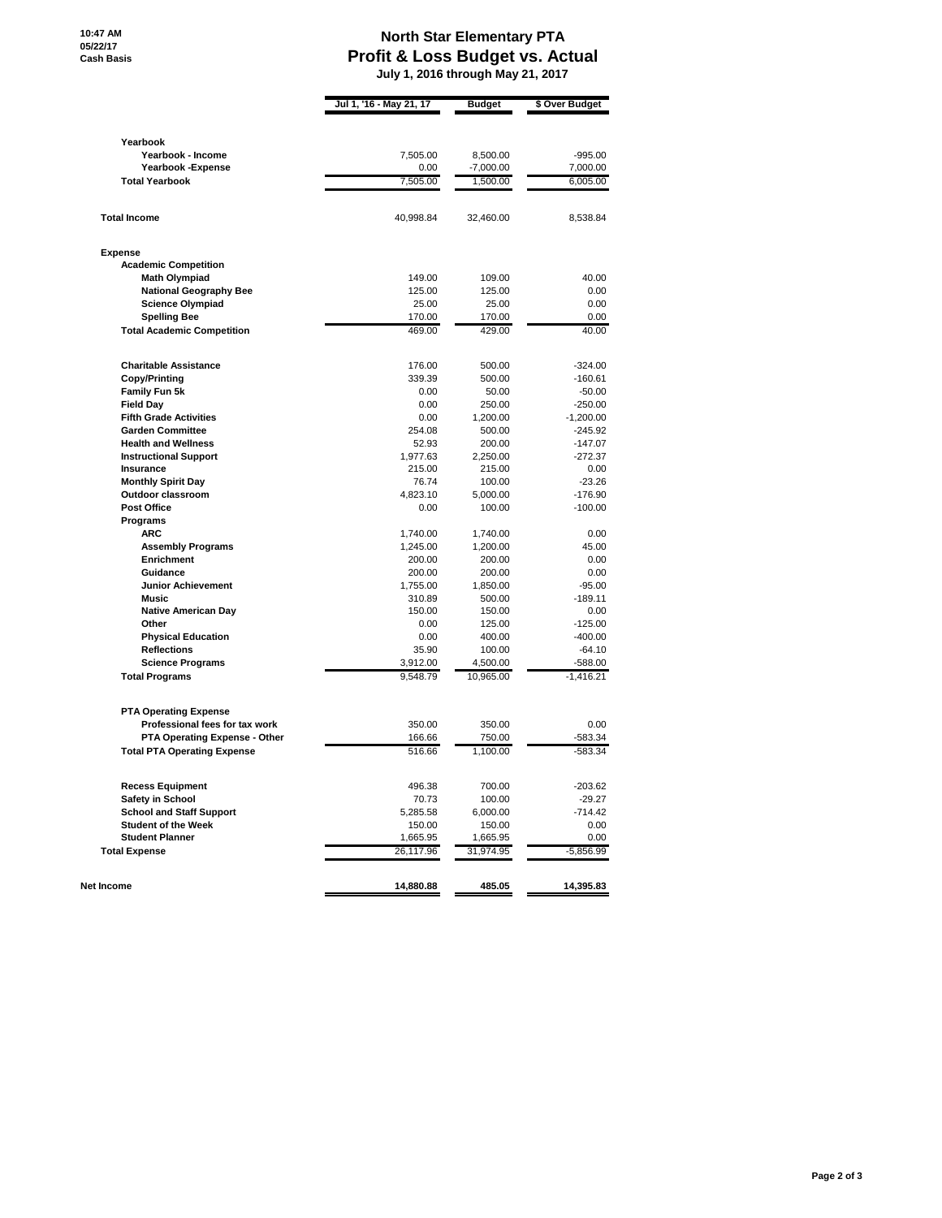# North Star Elementary PTA
## Profit & Loss Budget vs. Actual
### July 1, 2016 through May 21, 2017

10:47 AM
05/22/17
Cash Basis

| | Jul 1, '16 - May 21, 17 | Budget | $ Over Budget |
|---|---|---|---|
| **Yearbook** | | | |
| **Yearbook - Income** | 7,505.00 | 8,500.00 | -995.00 |
| **Yearbook -Expense** | 0.00 | -7,000.00 | 7,000.00 |
| **Total Yearbook** | 7,505.00 | 1,500.00 | 6,005.00 |
| **Total Income** | 40,998.84 | 32,460.00 | 8,538.84 |
| **Expense** | | | |
| **Academic Competition** | | | |
| **Math Olympiad** | 149.00 | 109.00 | 40.00 |
| **National Geography Bee** | 125.00 | 125.00 | 0.00 |
| **Science Olympiad** | 25.00 | 25.00 | 0.00 |
| **Spelling Bee** | 170.00 | 170.00 | 0.00 |
| **Total Academic Competition** | 469.00 | 429.00 | 40.00 |
| **Charitable Assistance** | 176.00 | 500.00 | -324.00 |
| **Copy/Printing** | 339.39 | 500.00 | -160.61 |
| **Family Fun 5k** | 0.00 | 50.00 | -50.00 |
| **Field Day** | 0.00 | 250.00 | -250.00 |
| **Fifth Grade Activities** | 0.00 | 1,200.00 | -1,200.00 |
| **Garden Committee** | 254.08 | 500.00 | -245.92 |
| **Health and Wellness** | 52.93 | 200.00 | -147.07 |
| **Instructional Support** | 1,977.63 | 2,250.00 | -272.37 |
| **Insurance** | 215.00 | 215.00 | 0.00 |
| **Monthly Spirit Day** | 76.74 | 100.00 | -23.26 |
| **Outdoor classroom** | 4,823.10 | 5,000.00 | -176.90 |
| **Post Office** | 0.00 | 100.00 | -100.00 |
| **Programs** | | | |
| **ARC** | 1,740.00 | 1,740.00 | 0.00 |
| **Assembly Programs** | 1,245.00 | 1,200.00 | 45.00 |
| **Enrichment** | 200.00 | 200.00 | 0.00 |
| **Guidance** | 200.00 | 200.00 | 0.00 |
| **Junior Achievement** | 1,755.00 | 1,850.00 | -95.00 |
| **Music** | 310.89 | 500.00 | -189.11 |
| **Native American Day** | 150.00 | 150.00 | 0.00 |
| **Other** | 0.00 | 125.00 | -125.00 |
| **Physical Education** | 0.00 | 400.00 | -400.00 |
| **Reflections** | 35.90 | 100.00 | -64.10 |
| **Science Programs** | 3,912.00 | 4,500.00 | -588.00 |
| **Total Programs** | 9,548.79 | 10,965.00 | -1,416.21 |
| **PTA Operating Expense** | | | |
| **Professional fees for tax work** | 350.00 | 350.00 | 0.00 |
| **PTA Operating Expense - Other** | 166.66 | 750.00 | -583.34 |
| **Total PTA Operating Expense** | 516.66 | 1,100.00 | -583.34 |
| **Recess Equipment** | 496.38 | 700.00 | -203.62 |
| **Safety in School** | 70.73 | 100.00 | -29.27 |
| **School and Staff Support** | 5,285.58 | 6,000.00 | -714.42 |
| **Student of the Week** | 150.00 | 150.00 | 0.00 |
| **Student Planner** | 1,665.95 | 1,665.95 | 0.00 |
| **Total Expense** | 26,117.96 | 31,974.95 | -5,856.99 |
| **Net Income** | **14,880.88** | **485.05** | **14,395.83** |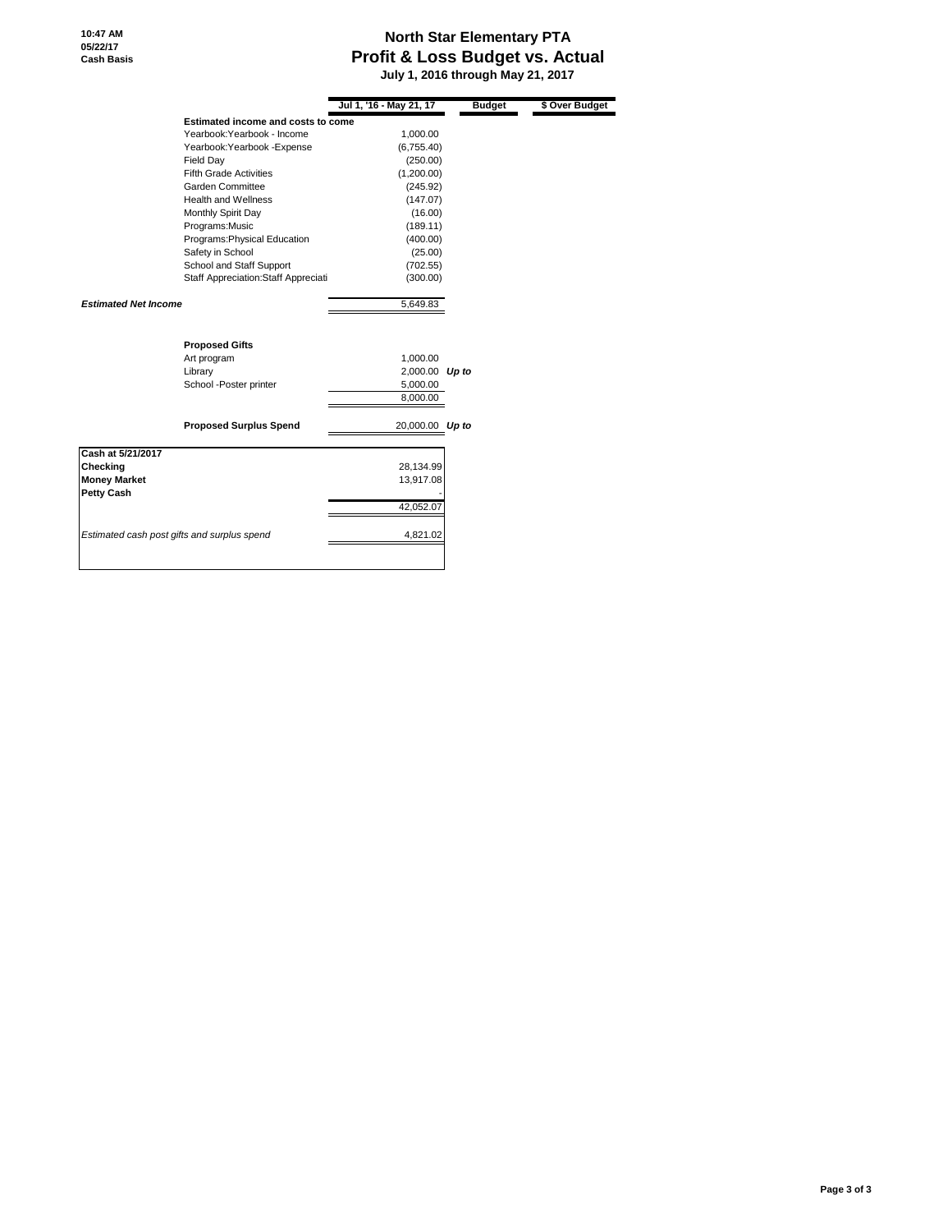# North Star Elementary PTA

## Profit & Loss Budget vs. Actual

**July 1, 2016 through May 21, 2017**

| | Jul 1, '16 - May 21, 17 | Budget | $ Over Budget |
|---|---|---|---|
| **Estimated income and costs to come** | | | |
| Yearbook:Yearbook - Income | 1,000.00 | | |
| Yearbook:Yearbook -Expense | (6,755.40) | | |
| Field Day | (250.00) | | |
| Fifth Grade Activities | (1,200.00) | | |
| Garden Committee | (245.92) | | |
| Health and Wellness | (147.07) | | |
| Monthly Spirit Day | (16.00) | | |
| Programs:Music | (189.11) | | |
| Programs:Physical Education | (400.00) | | |
| Safety in School | (25.00) | | |
| School and Staff Support | (702.55) | | |
| Staff Appreciation:Staff Appreciati | (300.00) | | |
| ***Estimated Net Income*** | 5,649.83 | | |
| **Proposed Gifts** | | | |
| Art program | 1,000.00 | | |
| Library | 2,000.00 | ***Up to*** | |
| School -Poster printer | 5,000.00 | | |
| | 8,000.00 | | |
| **Proposed Surplus Spend** | 20,000.00 | ***Up to*** | |

| | |
|---|---|
| **Cash at 5/21/2017** | |
| **Checking** | 28,134.99 |
| **Money Market** | 13,917.08 |
| **Petty Cash** | - |
| | 42,052.07 |
| *Estimated cash post gifts and surplus spend* | 4,821.02 |